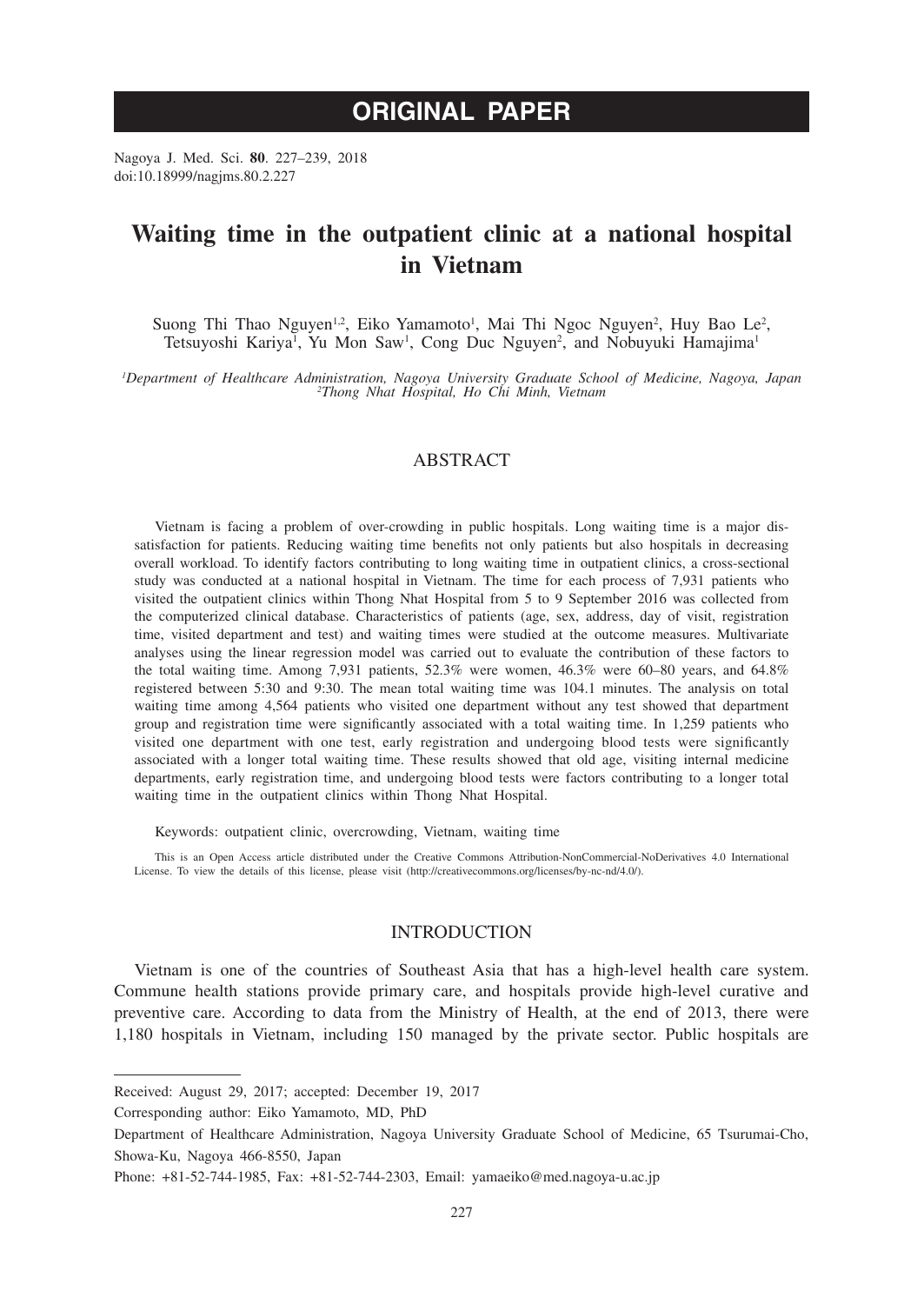# ORIGINAL PAPER

Nagoya J. Med. Sci. **80**. 227–239, 2018
doi:10.18999/nagjms.80.2.227

# Waiting time in the outpatient clinic at a national hospital in Vietnam

Suong Thi Thao Nguyen[1,2], Eiko Yamamoto[1], Mai Thi Ngoc Nguyen[2], Huy Bao Le[2], Tetsuyoshi Kariya[1], Yu Mon Saw[1], Cong Duc Nguyen[2], and Nobuyuki Hamajima[1]

*[1]Department of Healthcare Administration, Nagoya University Graduate School of Medicine, Nagoya, Japan*
*[2]Thong Nhat Hospital, Ho Chi Minh, Vietnam*

## ABSTRACT

Vietnam is facing a problem of over-crowding in public hospitals. Long waiting time is a major dissatisfaction for patients. Reducing waiting time benefits not only patients but also hospitals in decreasing overall workload. To identify factors contributing to long waiting time in outpatient clinics, a cross-sectional study was conducted at a national hospital in Vietnam. The time for each process of 7,931 patients who visited the outpatient clinics within Thong Nhat Hospital from 5 to 9 September 2016 was collected from the computerized clinical database. Characteristics of patients (age, sex, address, day of visit, registration time, visited department and test) and waiting times were studied at the outcome measures. Multivariate analyses using the linear regression model was carried out to evaluate the contribution of these factors to the total waiting time. Among 7,931 patients, 52.3% were women, 46.3% were 60–80 years, and 64.8% registered between 5:30 and 9:30. The mean total waiting time was 104.1 minutes. The analysis on total waiting time among 4,564 patients who visited one department without any test showed that department group and registration time were significantly associated with a total waiting time. In 1,259 patients who visited one department with one test, early registration and undergoing blood tests were significantly associated with a longer total waiting time. These results showed that old age, visiting internal medicine departments, early registration time, and undergoing blood tests were factors contributing to a longer total waiting time in the outpatient clinics within Thong Nhat Hospital.

Keywords: outpatient clinic, overcrowding, Vietnam, waiting time

This is an Open Access article distributed under the Creative Commons Attribution-NonCommercial-NoDerivatives 4.0 International License. To view the details of this license, please visit (http://creativecommons.org/licenses/by-nc-nd/4.0/).

## INTRODUCTION

Vietnam is one of the countries of Southeast Asia that has a high-level health care system. Commune health stations provide primary care, and hospitals provide high-level curative and preventive care. According to data from the Ministry of Health, at the end of 2013, there were 1,180 hospitals in Vietnam, including 150 managed by the private sector. Public hospitals are

---

Received: August 29, 2017; accepted: December 19, 2017

Corresponding author: Eiko Yamamoto, MD, PhD

Department of Healthcare Administration, Nagoya University Graduate School of Medicine, 65 Tsurumai-Cho, Showa-Ku, Nagoya 466-8550, Japan

Phone: +81-52-744-1985, Fax: +81-52-744-2303, Email: yamaeiko@med.nagoya-u.ac.jp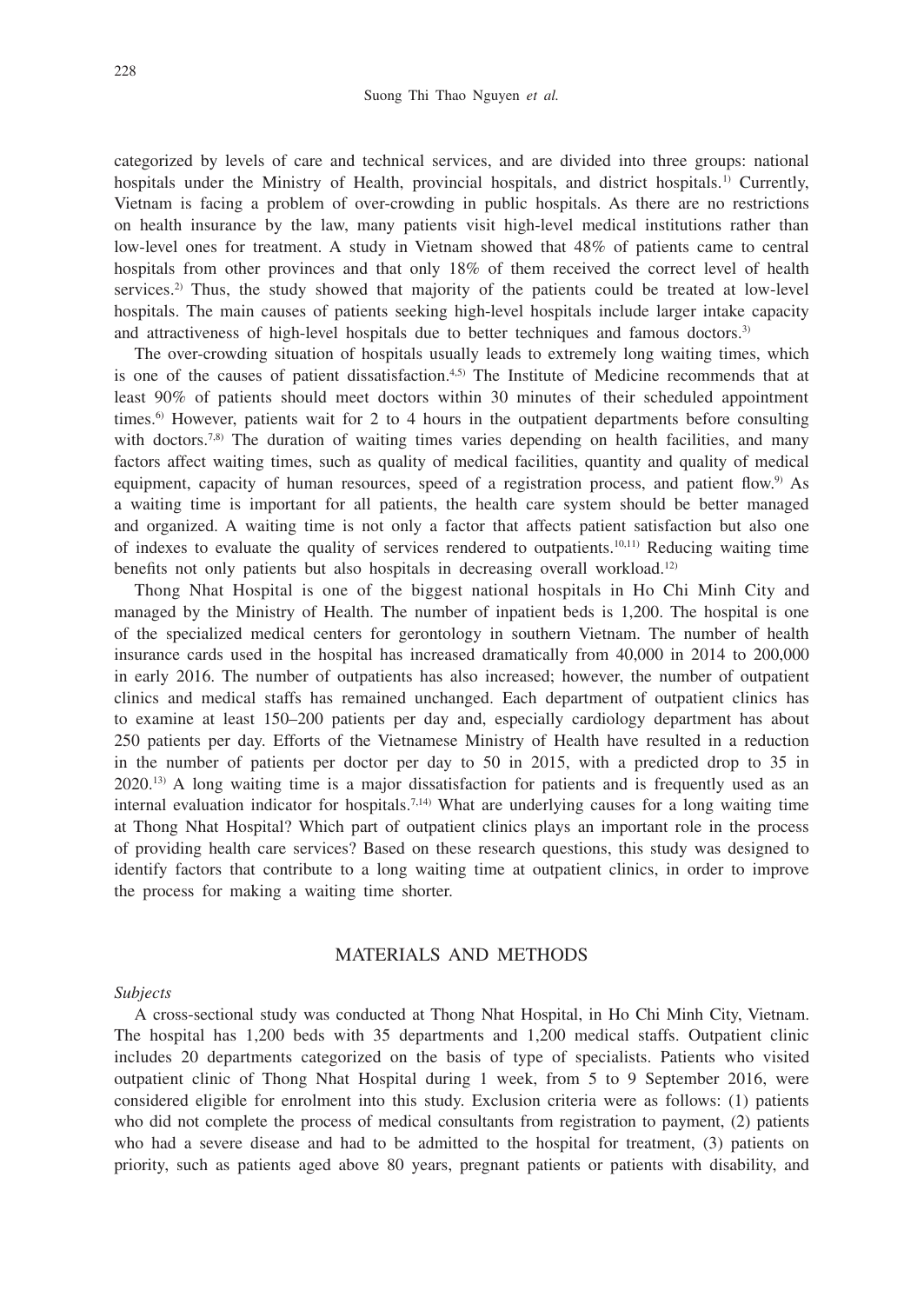categorized by levels of care and technical services, and are divided into three groups: national hospitals under the Ministry of Health, provincial hospitals, and district hospitals.[1] Currently, Vietnam is facing a problem of over-crowding in public hospitals. As there are no restrictions on health insurance by the law, many patients visit high-level medical institutions rather than low-level ones for treatment. A study in Vietnam showed that 48% of patients came to central hospitals from other provinces and that only 18% of them received the correct level of health services.[2] Thus, the study showed that majority of the patients could be treated at low-level hospitals. The main causes of patients seeking high-level hospitals include larger intake capacity and attractiveness of high-level hospitals due to better techniques and famous doctors.[3]

The over-crowding situation of hospitals usually leads to extremely long waiting times, which is one of the causes of patient dissatisfaction.[4,5] The Institute of Medicine recommends that at least 90% of patients should meet doctors within 30 minutes of their scheduled appointment times.[6] However, patients wait for 2 to 4 hours in the outpatient departments before consulting with doctors.[7,8] The duration of waiting times varies depending on health facilities, and many factors affect waiting times, such as quality of medical facilities, quantity and quality of medical equipment, capacity of human resources, speed of a registration process, and patient flow.[9] As a waiting time is important for all patients, the health care system should be better managed and organized. A waiting time is not only a factor that affects patient satisfaction but also one of indexes to evaluate the quality of services rendered to outpatients.[10,11] Reducing waiting time benefits not only patients but also hospitals in decreasing overall workload.[12]

Thong Nhat Hospital is one of the biggest national hospitals in Ho Chi Minh City and managed by the Ministry of Health. The number of inpatient beds is 1,200. The hospital is one of the specialized medical centers for gerontology in southern Vietnam. The number of health insurance cards used in the hospital has increased dramatically from 40,000 in 2014 to 200,000 in early 2016. The number of outpatients has also increased; however, the number of outpatient clinics and medical staffs has remained unchanged. Each department of outpatient clinics has to examine at least 150–200 patients per day and, especially cardiology department has about 250 patients per day. Efforts of the Vietnamese Ministry of Health have resulted in a reduction in the number of patients per doctor per day to 50 in 2015, with a predicted drop to 35 in 2020.[13] A long waiting time is a major dissatisfaction for patients and is frequently used as an internal evaluation indicator for hospitals.[7,14] What are underlying causes for a long waiting time at Thong Nhat Hospital? Which part of outpatient clinics plays an important role in the process of providing health care services? Based on these research questions, this study was designed to identify factors that contribute to a long waiting time at outpatient clinics, in order to improve the process for making a waiting time shorter.

## MATERIALS AND METHODS

*Subjects*

A cross-sectional study was conducted at Thong Nhat Hospital, in Ho Chi Minh City, Vietnam. The hospital has 1,200 beds with 35 departments and 1,200 medical staffs. Outpatient clinic includes 20 departments categorized on the basis of type of specialists. Patients who visited outpatient clinic of Thong Nhat Hospital during 1 week, from 5 to 9 September 2016, were considered eligible for enrolment into this study. Exclusion criteria were as follows: (1) patients who did not complete the process of medical consultants from registration to payment, (2) patients who had a severe disease and had to be admitted to the hospital for treatment, (3) patients on priority, such as patients aged above 80 years, pregnant patients or patients with disability, and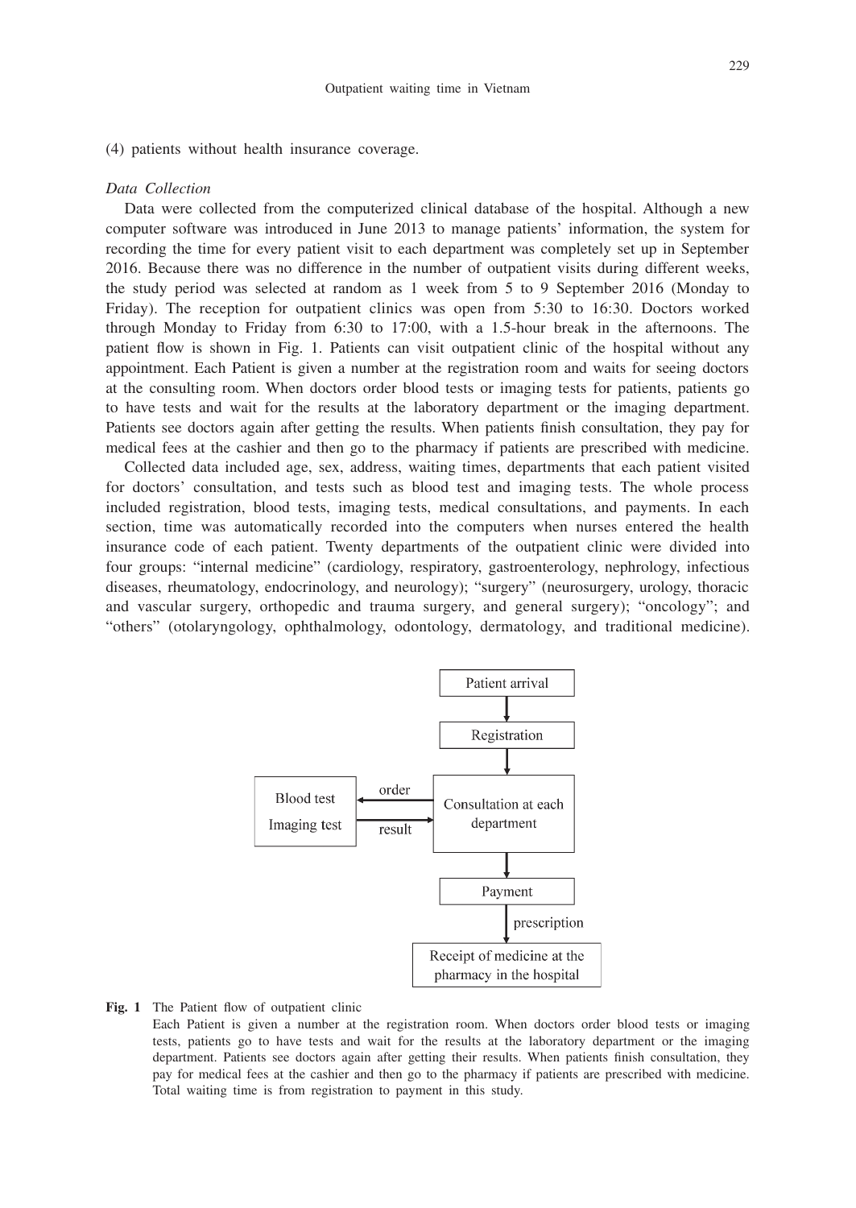(4) patients without health insurance coverage.

*Data Collection*

Data were collected from the computerized clinical database of the hospital. Although a new computer software was introduced in June 2013 to manage patients' information, the system for recording the time for every patient visit to each department was completely set up in September 2016. Because there was no difference in the number of outpatient visits during different weeks, the study period was selected at random as 1 week from 5 to 9 September 2016 (Monday to Friday). The reception for outpatient clinics was open from 5:30 to 16:30. Doctors worked through Monday to Friday from 6:30 to 17:00, with a 1.5-hour break in the afternoons. The patient flow is shown in Fig. 1. Patients can visit outpatient clinic of the hospital without any appointment. Each Patient is given a number at the registration room and waits for seeing doctors at the consulting room. When doctors order blood tests or imaging tests for patients, patients go to have tests and wait for the results at the laboratory department or the imaging department. Patients see doctors again after getting the results. When patients finish consultation, they pay for medical fees at the cashier and then go to the pharmacy if patients are prescribed with medicine.

Collected data included age, sex, address, waiting times, departments that each patient visited for doctors' consultation, and tests such as blood test and imaging tests. The whole process included registration, blood tests, imaging tests, medical consultations, and payments. In each section, time was automatically recorded into the computers when nurses entered the health insurance code of each patient. Twenty departments of the outpatient clinic were divided into four groups: "internal medicine" (cardiology, respiratory, gastroenterology, nephrology, infectious diseases, rheumatology, endocrinology, and neurology); "surgery" (neurosurgery, urology, thoracic and vascular surgery, orthopedic and trauma surgery, and general surgery); "oncology"; and "others" (otolaryngology, ophthalmology, odontology, dermatology, and traditional medicine).

```
                         Patient arrival
                               ↓
                          Registration
                               ↓
Blood test    ← order ─  Consultation at each
Imaging test  ─ result →      department
                               ↓
                            Payment
                               ↓ prescription
                  Receipt of medicine at the
                    pharmacy in the hospital
```

**Fig. 1** The Patient flow of outpatient clinic
Each Patient is given a number at the registration room. When doctors order blood tests or imaging tests, patients go to have tests and wait for the results at the laboratory department or the imaging department. Patients see doctors again after getting their results. When patients finish consultation, they pay for medical fees at the cashier and then go to the pharmacy if patients are prescribed with medicine. Total waiting time is from registration to payment in this study.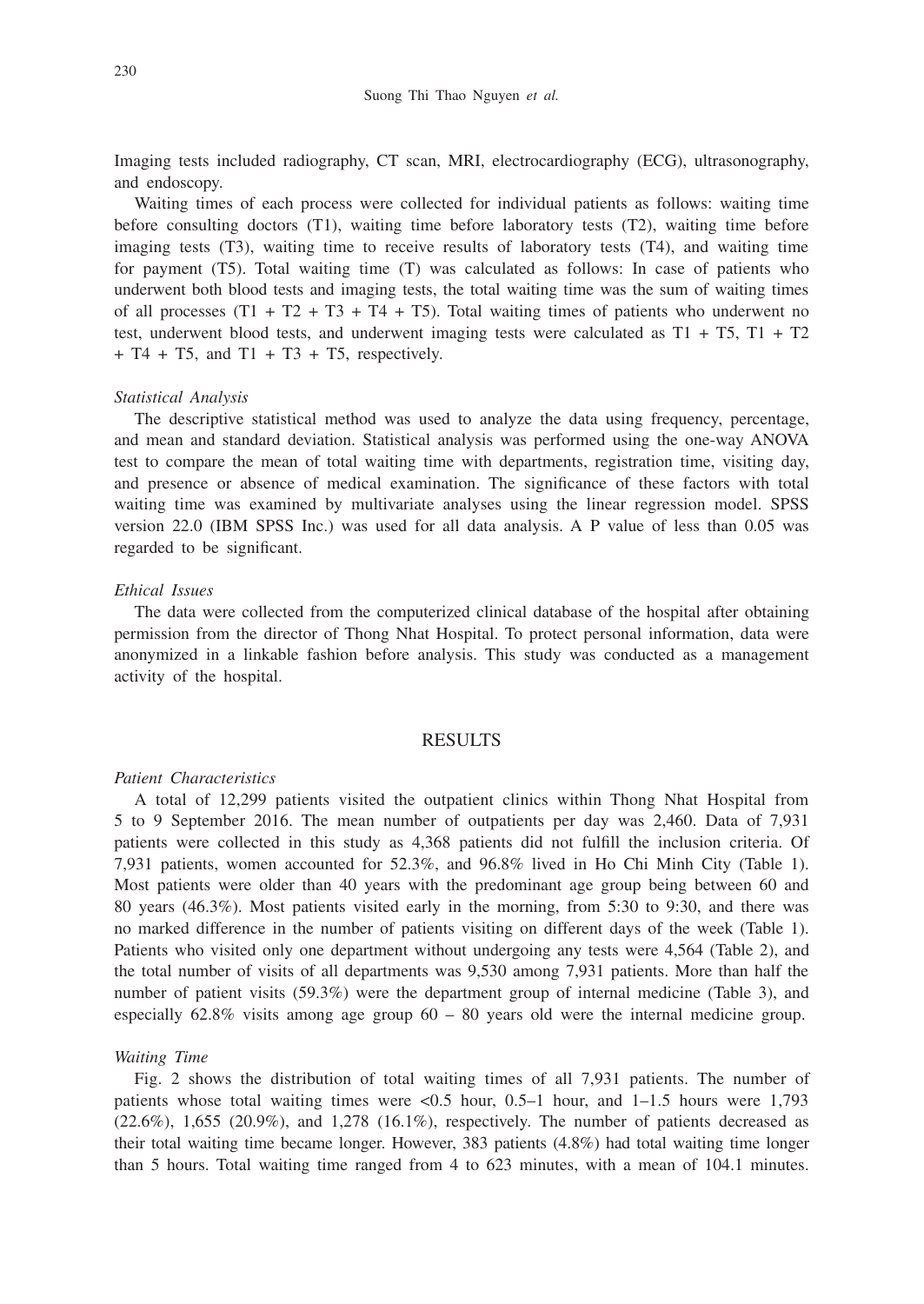Imaging tests included radiography, CT scan, MRI, electrocardiography (ECG), ultrasonography, and endoscopy.

Waiting times of each process were collected for individual patients as follows: waiting time before consulting doctors (T1), waiting time before laboratory tests (T2), waiting time before imaging tests (T3), waiting time to receive results of laboratory tests (T4), and waiting time for payment (T5). Total waiting time (T) was calculated as follows: In case of patients who underwent both blood tests and imaging tests, the total waiting time was the sum of waiting times of all processes (T1 + T2 + T3 + T4 + T5). Total waiting times of patients who underwent no test, underwent blood tests, and underwent imaging tests were calculated as T1 + T5, T1 + T2 + T4 + T5, and T1 + T3 + T5, respectively.

*Statistical Analysis*

The descriptive statistical method was used to analyze the data using frequency, percentage, and mean and standard deviation. Statistical analysis was performed using the one-way ANOVA test to compare the mean of total waiting time with departments, registration time, visiting day, and presence or absence of medical examination. The significance of these factors with total waiting time was examined by multivariate analyses using the linear regression model. SPSS version 22.0 (IBM SPSS Inc.) was used for all data analysis. A P value of less than 0.05 was regarded to be significant.

*Ethical Issues*

The data were collected from the computerized clinical database of the hospital after obtaining permission from the director of Thong Nhat Hospital. To protect personal information, data were anonymized in a linkable fashion before analysis. This study was conducted as a management activity of the hospital.

## RESULTS

*Patient Characteristics*

A total of 12,299 patients visited the outpatient clinics within Thong Nhat Hospital from 5 to 9 September 2016. The mean number of outpatients per day was 2,460. Data of 7,931 patients were collected in this study as 4,368 patients did not fulfill the inclusion criteria. Of 7,931 patients, women accounted for 52.3%, and 96.8% lived in Ho Chi Minh City (Table 1). Most patients were older than 40 years with the predominant age group being between 60 and 80 years (46.3%). Most patients visited early in the morning, from 5:30 to 9:30, and there was no marked difference in the number of patients visiting on different days of the week (Table 1). Patients who visited only one department without undergoing any tests were 4,564 (Table 2), and the total number of visits of all departments was 9,530 among 7,931 patients. More than half the number of patient visits (59.3%) were the department group of internal medicine (Table 3), and especially 62.8% visits among age group 60 – 80 years old were the internal medicine group.

*Waiting Time*

Fig. 2 shows the distribution of total waiting times of all 7,931 patients. The number of patients whose total waiting times were <0.5 hour, 0.5–1 hour, and 1–1.5 hours were 1,793 (22.6%), 1,655 (20.9%), and 1,278 (16.1%), respectively. The number of patients decreased as their total waiting time became longer. However, 383 patients (4.8%) had total waiting time longer than 5 hours. Total waiting time ranged from 4 to 623 minutes, with a mean of 104.1 minutes.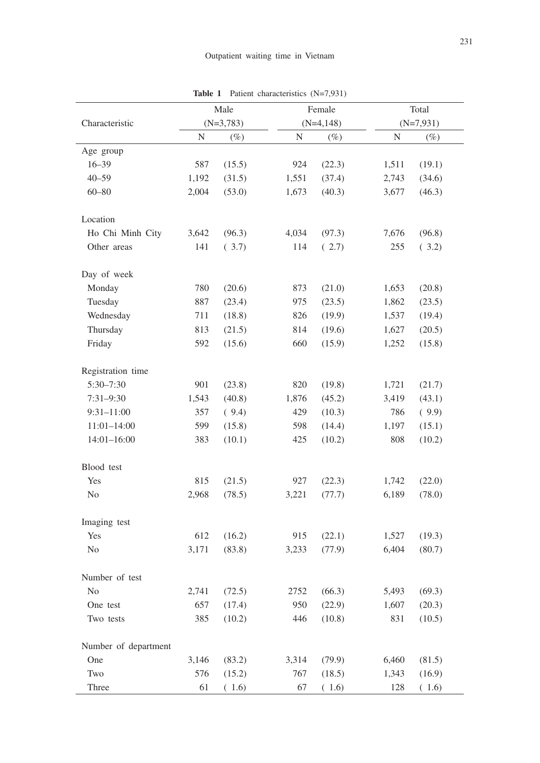**Table 1** Patient characteristics (N=7,931)

| Characteristic | Male (N=3,783) | | Female (N=4,148) | | Total (N=7,931) | |
|---|---|---|---|---|---|---|
| | N | (%) | N | (%) | N | (%) |
| Age group | | | | | | |
| 16–39 | 587 | (15.5) | 924 | (22.3) | 1,511 | (19.1) |
| 40–59 | 1,192 | (31.5) | 1,551 | (37.4) | 2,743 | (34.6) |
| 60–80 | 2,004 | (53.0) | 1,673 | (40.3) | 3,677 | (46.3) |
| Location | | | | | | |
| Ho Chi Minh City | 3,642 | (96.3) | 4,034 | (97.3) | 7,676 | (96.8) |
| Other areas | 141 | ( 3.7) | 114 | ( 2.7) | 255 | ( 3.2) |
| Day of week | | | | | | |
| Monday | 780 | (20.6) | 873 | (21.0) | 1,653 | (20.8) |
| Tuesday | 887 | (23.4) | 975 | (23.5) | 1,862 | (23.5) |
| Wednesday | 711 | (18.8) | 826 | (19.9) | 1,537 | (19.4) |
| Thursday | 813 | (21.5) | 814 | (19.6) | 1,627 | (20.5) |
| Friday | 592 | (15.6) | 660 | (15.9) | 1,252 | (15.8) |
| Registration time | | | | | | |
| 5:30–7:30 | 901 | (23.8) | 820 | (19.8) | 1,721 | (21.7) |
| 7:31–9:30 | 1,543 | (40.8) | 1,876 | (45.2) | 3,419 | (43.1) |
| 9:31–11:00 | 357 | ( 9.4) | 429 | (10.3) | 786 | ( 9.9) |
| 11:01–14:00 | 599 | (15.8) | 598 | (14.4) | 1,197 | (15.1) |
| 14:01–16:00 | 383 | (10.1) | 425 | (10.2) | 808 | (10.2) |
| Blood test | | | | | | |
| Yes | 815 | (21.5) | 927 | (22.3) | 1,742 | (22.0) |
| No | 2,968 | (78.5) | 3,221 | (77.7) | 6,189 | (78.0) |
| Imaging test | | | | | | |
| Yes | 612 | (16.2) | 915 | (22.1) | 1,527 | (19.3) |
| No | 3,171 | (83.8) | 3,233 | (77.9) | 6,404 | (80.7) |
| Number of test | | | | | | |
| No | 2,741 | (72.5) | 2752 | (66.3) | 5,493 | (69.3) |
| One test | 657 | (17.4) | 950 | (22.9) | 1,607 | (20.3) |
| Two tests | 385 | (10.2) | 446 | (10.8) | 831 | (10.5) |
| Number of department | | | | | | |
| One | 3,146 | (83.2) | 3,314 | (79.9) | 6,460 | (81.5) |
| Two | 576 | (15.2) | 767 | (18.5) | 1,343 | (16.9) |
| Three | 61 | ( 1.6) | 67 | ( 1.6) | 128 | ( 1.6) |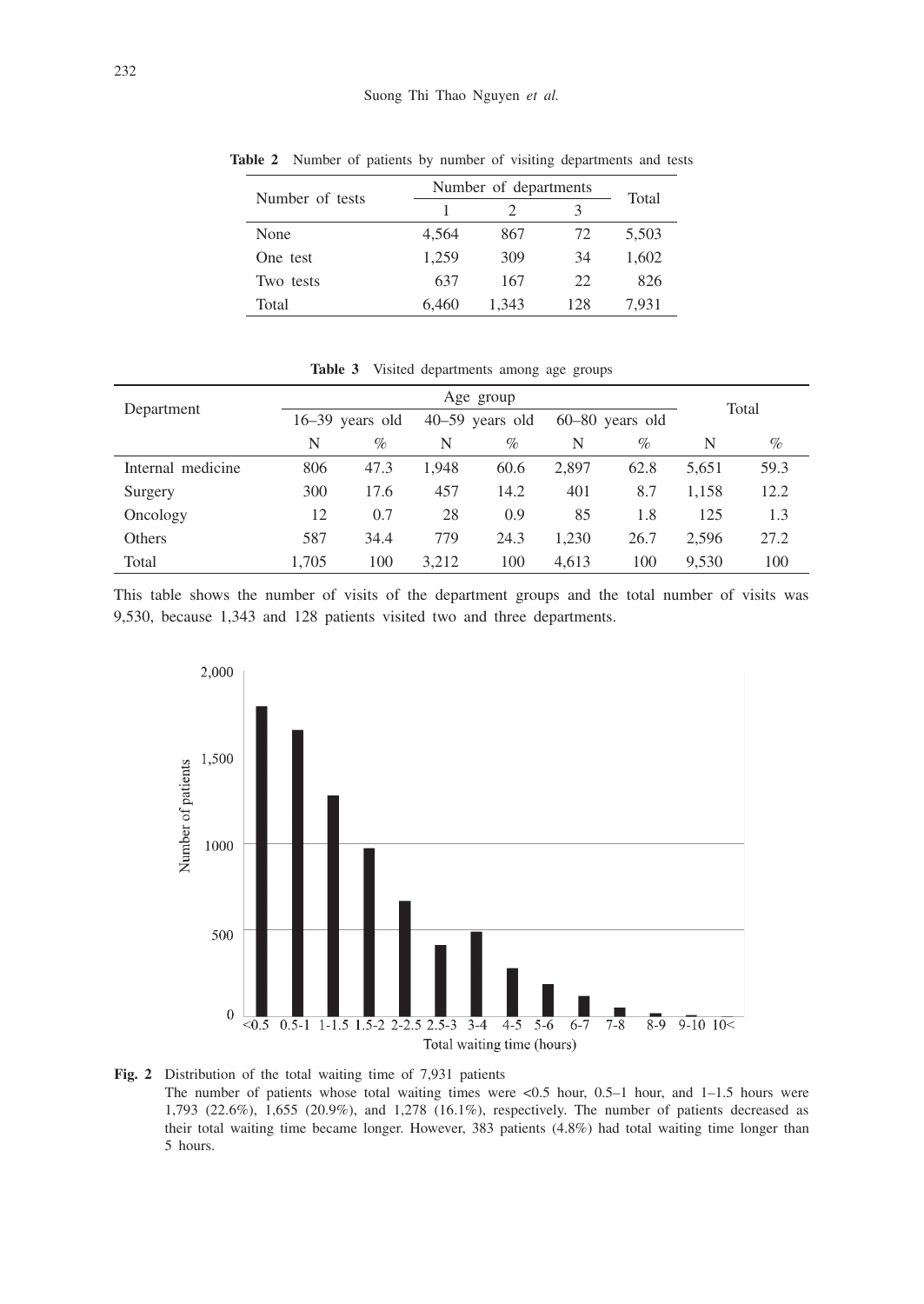**Table 2** Number of patients by number of visiting departments and tests

| Number of tests | Number of departments | | | Total |
|---|---|---|---|---|
| | 1 | 2 | 3 | |
| None | 4,564 | 867 | 72 | 5,503 |
| One test | 1,259 | 309 | 34 | 1,602 |
| Two tests | 637 | 167 | 22 | 826 |
| Total | 6,460 | 1,343 | 128 | 7,931 |

**Table 3** Visited departments among age groups

| Department | Age group | | | | | | Total | |
|---|---|---|---|---|---|---|---|---|
| | 16–39 years old | | 40–59 years old | | 60–80 years old | | | |
| | N | % | N | % | N | % | N | % |
| Internal medicine | 806 | 47.3 | 1,948 | 60.6 | 2,897 | 62.8 | 5,651 | 59.3 |
| Surgery | 300 | 17.6 | 457 | 14.2 | 401 | 8.7 | 1,158 | 12.2 |
| Oncology | 12 | 0.7 | 28 | 0.9 | 85 | 1.8 | 125 | 1.3 |
| Others | 587 | 34.4 | 779 | 24.3 | 1,230 | 26.7 | 2,596 | 27.2 |
| Total | 1,705 | 100 | 3,212 | 100 | 4,613 | 100 | 9,530 | 100 |

This table shows the number of visits of the department groups and the total number of visits was 9,530, because 1,343 and 128 patients visited two and three departments.

**Fig. 2** Distribution of the total waiting time of 7,931 patients

The number of patients whose total waiting times were <0.5 hour, 0.5–1 hour, and 1–1.5 hours were 1,793 (22.6%), 1,655 (20.9%), and 1,278 (16.1%), respectively. The number of patients decreased as their total waiting time became longer. However, 383 patients (4.8%) had total waiting time longer than 5 hours.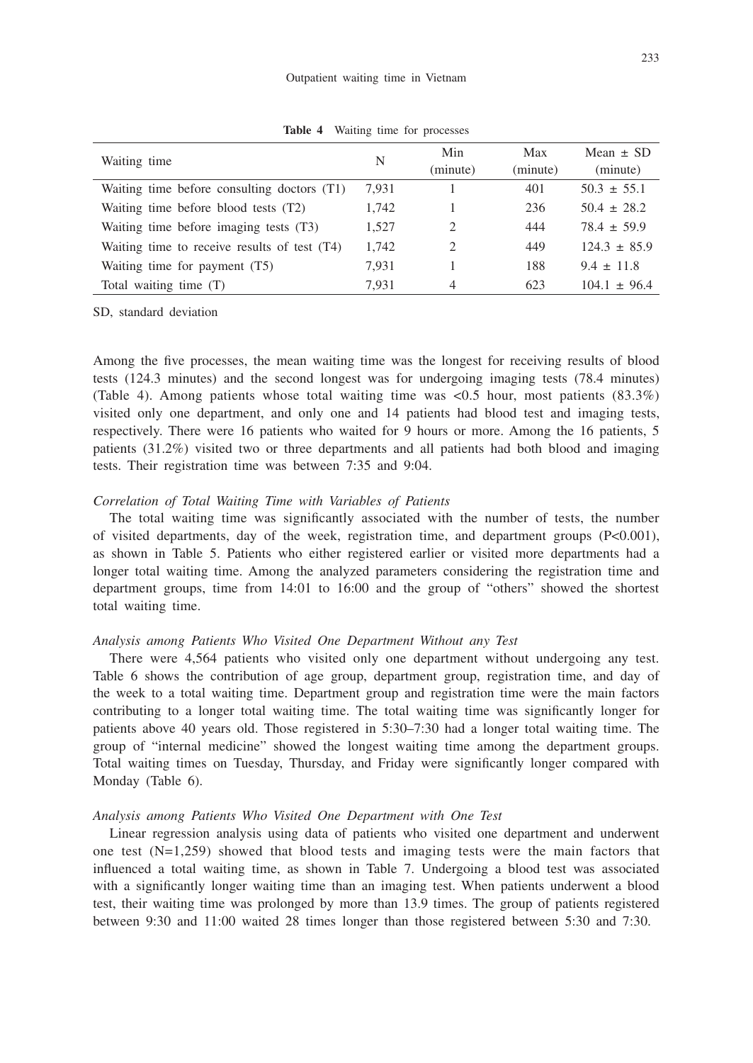**Table 4** Waiting time for processes

| Waiting time | N | Min (minute) | Max (minute) | Mean ± SD (minute) |
|---|---|---|---|---|
| Waiting time before consulting doctors (T1) | 7,931 | 1 | 401 | 50.3 ± 55.1 |
| Waiting time before blood tests (T2) | 1,742 | 1 | 236 | 50.4 ± 28.2 |
| Waiting time before imaging tests (T3) | 1,527 | 2 | 444 | 78.4 ± 59.9 |
| Waiting time to receive results of test (T4) | 1,742 | 2 | 449 | 124.3 ± 85.9 |
| Waiting time for payment (T5) | 7,931 | 1 | 188 | 9.4 ± 11.8 |
| Total waiting time (T) | 7,931 | 4 | 623 | 104.1 ± 96.4 |

SD, standard deviation

Among the five processes, the mean waiting time was the longest for receiving results of blood tests (124.3 minutes) and the second longest was for undergoing imaging tests (78.4 minutes) (Table 4). Among patients whose total waiting time was <0.5 hour, most patients (83.3%) visited only one department, and only one and 14 patients had blood test and imaging tests, respectively. There were 16 patients who waited for 9 hours or more. Among the 16 patients, 5 patients (31.2%) visited two or three departments and all patients had both blood and imaging tests. Their registration time was between 7:35 and 9:04.

*Correlation of Total Waiting Time with Variables of Patients*

The total waiting time was significantly associated with the number of tests, the number of visited departments, day of the week, registration time, and department groups ($P<0.001$), as shown in Table 5. Patients who either registered earlier or visited more departments had a longer total waiting time. Among the analyzed parameters considering the registration time and department groups, time from 14:01 to 16:00 and the group of "others" showed the shortest total waiting time.

*Analysis among Patients Who Visited One Department Without any Test*

There were 4,564 patients who visited only one department without undergoing any test. Table 6 shows the contribution of age group, department group, registration time, and day of the week to a total waiting time. Department group and registration time were the main factors contributing to a longer total waiting time. The total waiting time was significantly longer for patients above 40 years old. Those registered in 5:30–7:30 had a longer total waiting time. The group of "internal medicine" showed the longest waiting time among the department groups. Total waiting times on Tuesday, Thursday, and Friday were significantly longer compared with Monday (Table 6).

*Analysis among Patients Who Visited One Department with One Test*

Linear regression analysis using data of patients who visited one department and underwent one test (N=1,259) showed that blood tests and imaging tests were the main factors that influenced a total waiting time, as shown in Table 7. Undergoing a blood test was associated with a significantly longer waiting time than an imaging test. When patients underwent a blood test, their waiting time was prolonged by more than 13.9 times. The group of patients registered between 9:30 and 11:00 waited 28 times longer than those registered between 5:30 and 7:30.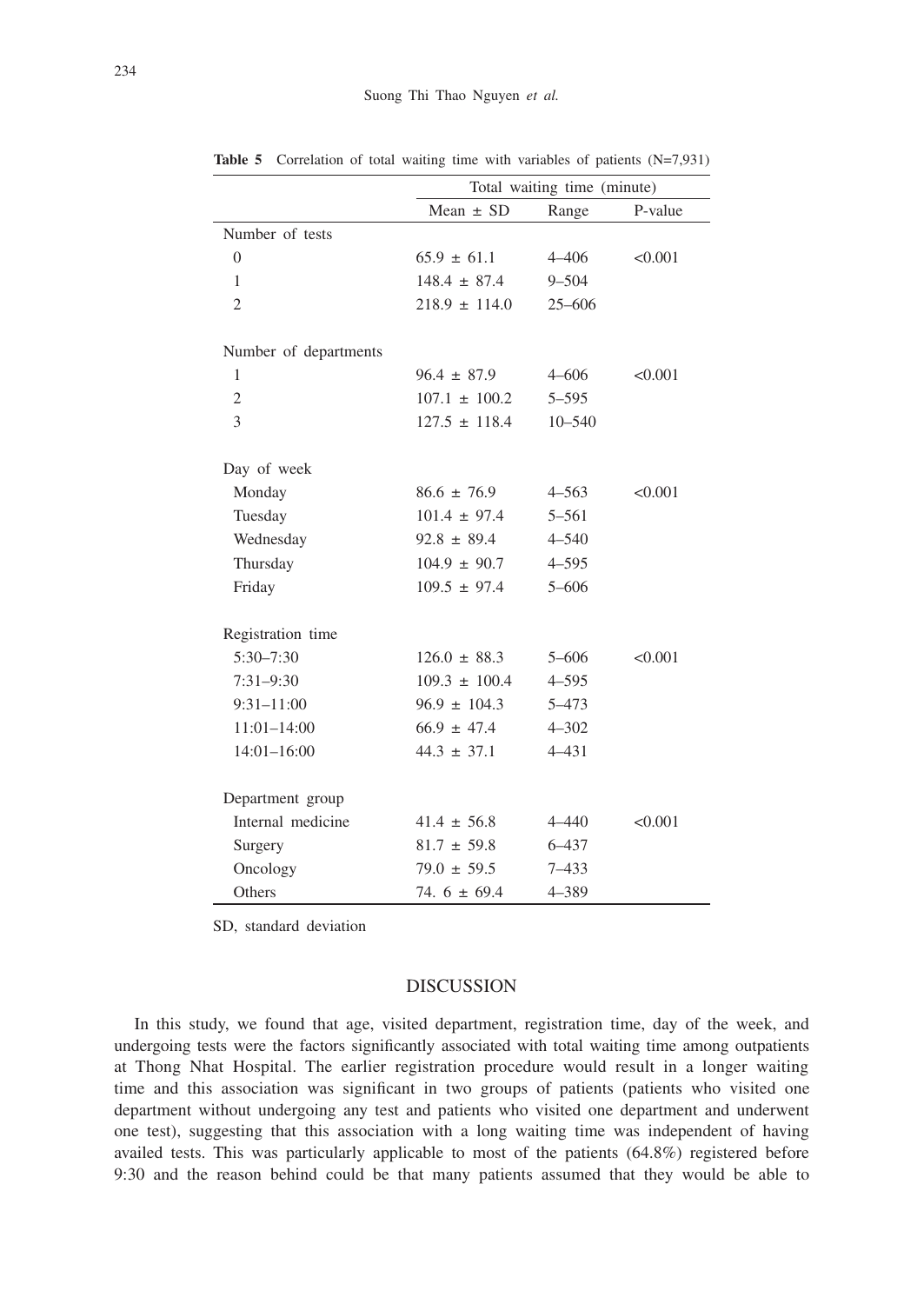**Table 5** Correlation of total waiting time with variables of patients (N=7,931)

| | Total waiting time (minute) | | |
|---|---|---|---|
| | Mean ± SD | Range | P-value |
| Number of tests | | | |
| 0 | 65.9 ± 61.1 | 4–406 | <0.001 |
| 1 | 148.4 ± 87.4 | 9–504 | |
| 2 | 218.9 ± 114.0 | 25–606 | |
| Number of departments | | | |
| 1 | 96.4 ± 87.9 | 4–606 | <0.001 |
| 2 | 107.1 ± 100.2 | 5–595 | |
| 3 | 127.5 ± 118.4 | 10–540 | |
| Day of week | | | |
| Monday | 86.6 ± 76.9 | 4–563 | <0.001 |
| Tuesday | 101.4 ± 97.4 | 5–561 | |
| Wednesday | 92.8 ± 89.4 | 4–540 | |
| Thursday | 104.9 ± 90.7 | 4–595 | |
| Friday | 109.5 ± 97.4 | 5–606 | |
| Registration time | | | |
| 5:30–7:30 | 126.0 ± 88.3 | 5–606 | <0.001 |
| 7:31–9:30 | 109.3 ± 100.4 | 4–595 | |
| 9:31–11:00 | 96.9 ± 104.3 | 5–473 | |
| 11:01–14:00 | 66.9 ± 47.4 | 4–302 | |
| 14:01–16:00 | 44.3 ± 37.1 | 4–431 | |
| Department group | | | |
| Internal medicine | 41.4 ± 56.8 | 4–440 | <0.001 |
| Surgery | 81.7 ± 59.8 | 6–437 | |
| Oncology | 79.0 ± 59.5 | 7–433 | |
| Others | 74. 6 ± 69.4 | 4–389 | |

SD, standard deviation

## DISCUSSION

In this study, we found that age, visited department, registration time, day of the week, and undergoing tests were the factors significantly associated with total waiting time among outpatients at Thong Nhat Hospital. The earlier registration procedure would result in a longer waiting time and this association was significant in two groups of patients (patients who visited one department without undergoing any test and patients who visited one department and underwent one test), suggesting that this association with a long waiting time was independent of having availed tests. This was particularly applicable to most of the patients (64.8%) registered before 9:30 and the reason behind could be that many patients assumed that they would be able to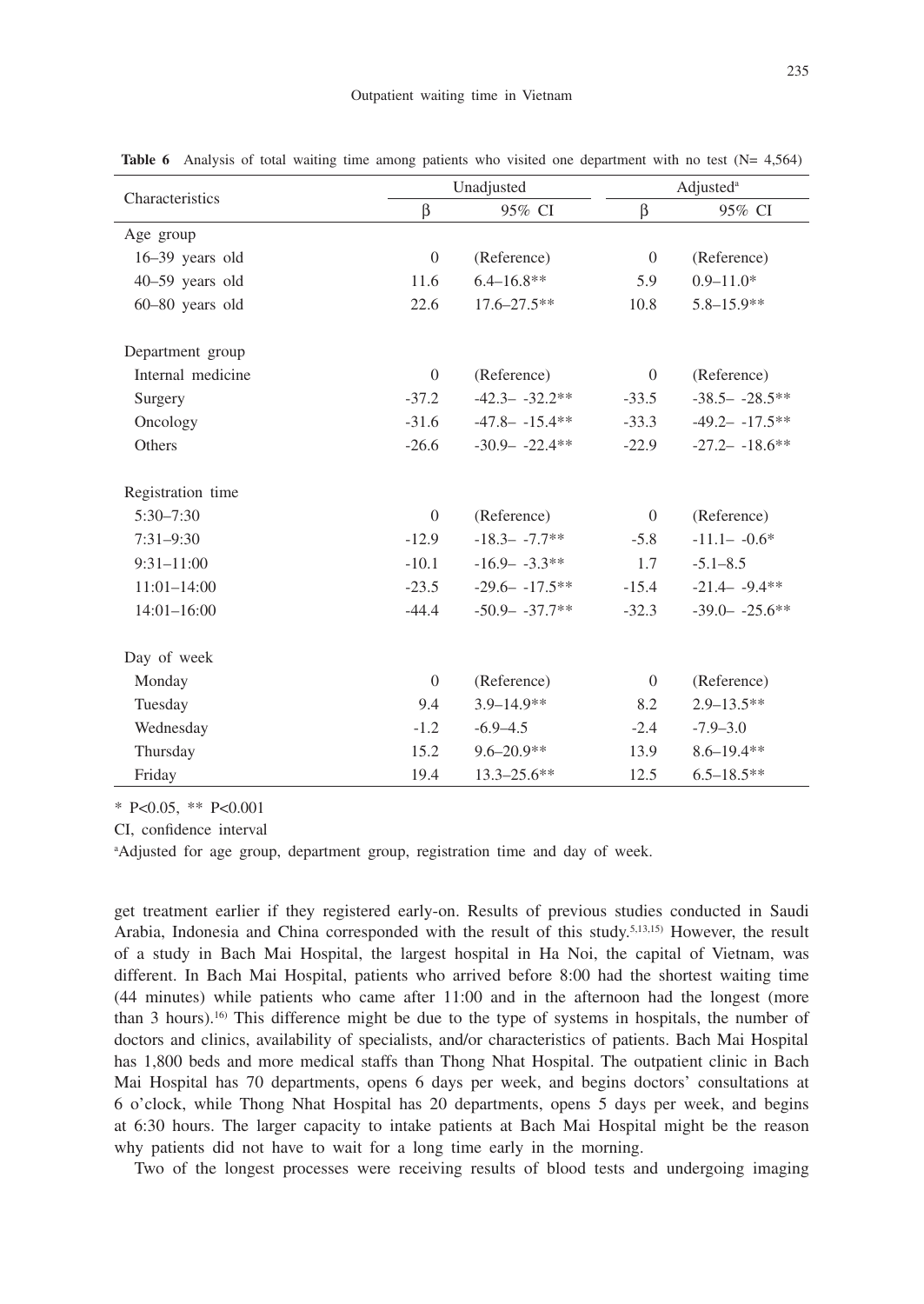**Table 6** Analysis of total waiting time among patients who visited one department with no test (N= 4,564)

| Characteristics | Unadjusted | | Adjusted[a] | |
|---|---|---|---|---|
| | β | 95% CI | β | 95% CI |
| Age group | | | | |
| 16–39 years old | 0 | (Reference) | 0 | (Reference) |
| 40–59 years old | 11.6 | 6.4–16.8** | 5.9 | 0.9–11.0* |
| 60–80 years old | 22.6 | 17.6–27.5** | 10.8 | 5.8–15.9** |
| Department group | | | | |
| Internal medicine | 0 | (Reference) | 0 | (Reference) |
| Surgery | -37.2 | -42.3– -32.2** | -33.5 | -38.5– -28.5** |
| Oncology | -31.6 | -47.8– -15.4** | -33.3 | -49.2– -17.5** |
| Others | -26.6 | -30.9– -22.4** | -22.9 | -27.2– -18.6** |
| Registration time | | | | |
| 5:30–7:30 | 0 | (Reference) | 0 | (Reference) |
| 7:31–9:30 | -12.9 | -18.3– -7.7** | -5.8 | -11.1– -0.6* |
| 9:31–11:00 | -10.1 | -16.9– -3.3** | 1.7 | -5.1–8.5 |
| 11:01–14:00 | -23.5 | -29.6– -17.5** | -15.4 | -21.4– -9.4** |
| 14:01–16:00 | -44.4 | -50.9– -37.7** | -32.3 | -39.0– -25.6** |
| Day of week | | | | |
| Monday | 0 | (Reference) | 0 | (Reference) |
| Tuesday | 9.4 | 3.9–14.9** | 8.2 | 2.9–13.5** |
| Wednesday | -1.2 | -6.9–4.5 | -2.4 | -7.9–3.0 |
| Thursday | 15.2 | 9.6–20.9** | 13.9 | 8.6–19.4** |
| Friday | 19.4 | 13.3–25.6** | 12.5 | 6.5–18.5** |

* $P<0.05$, ** $P<0.001$

CI, confidence interval

[a]Adjusted for age group, department group, registration time and day of week.

get treatment earlier if they registered early-on. Results of previous studies conducted in Saudi Arabia, Indonesia and China corresponded with the result of this study.[5,13,15] However, the result of a study in Bach Mai Hospital, the largest hospital in Ha Noi, the capital of Vietnam, was different. In Bach Mai Hospital, patients who arrived before 8:00 had the shortest waiting time (44 minutes) while patients who came after 11:00 and in the afternoon had the longest (more than 3 hours).[16] This difference might be due to the type of systems in hospitals, the number of doctors and clinics, availability of specialists, and/or characteristics of patients. Bach Mai Hospital has 1,800 beds and more medical staffs than Thong Nhat Hospital. The outpatient clinic in Bach Mai Hospital has 70 departments, opens 6 days per week, and begins doctors' consultations at 6 o'clock, while Thong Nhat Hospital has 20 departments, opens 5 days per week, and begins at 6:30 hours. The larger capacity to intake patients at Bach Mai Hospital might be the reason why patients did not have to wait for a long time early in the morning.

Two of the longest processes were receiving results of blood tests and undergoing imaging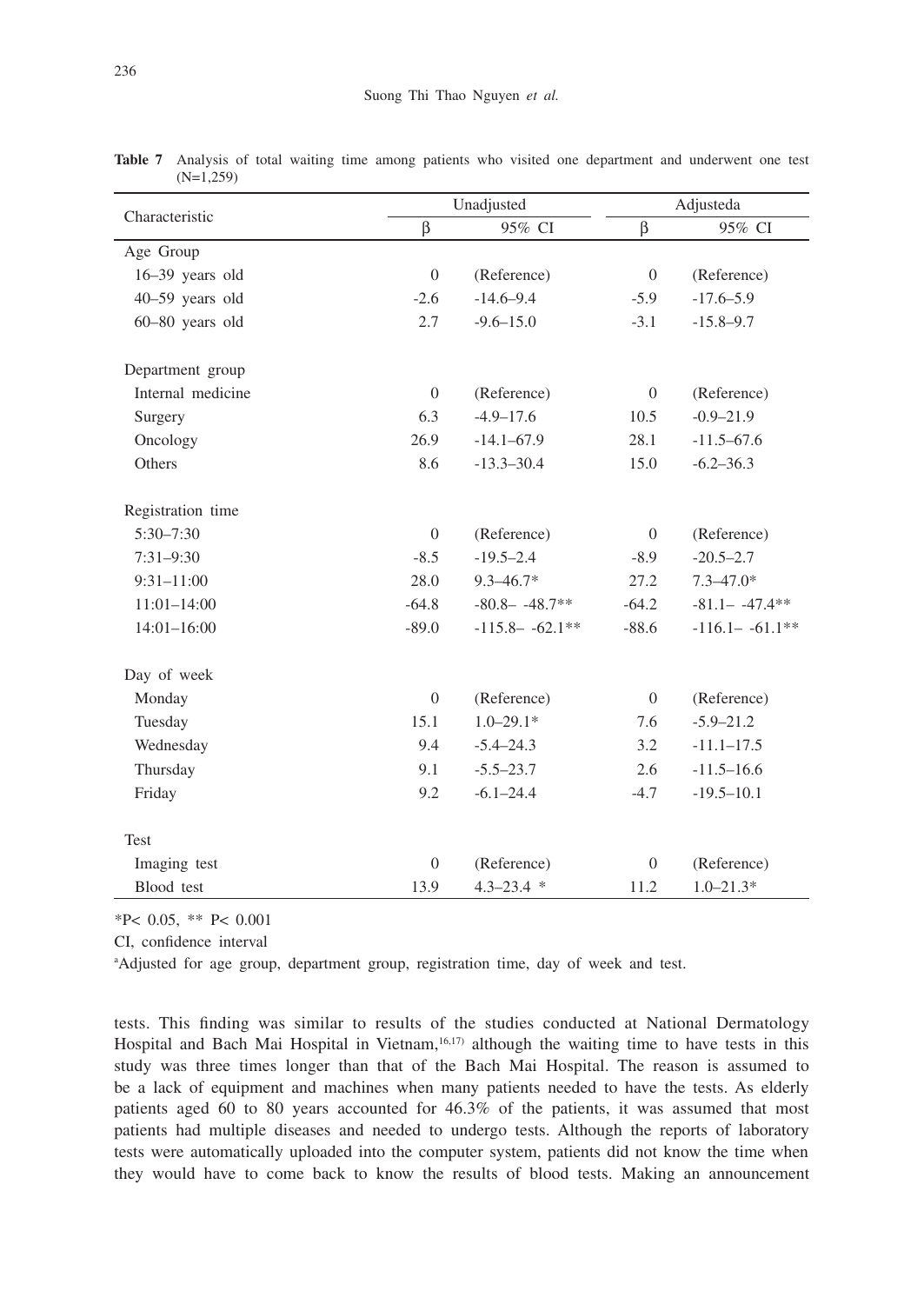**Table 7** Analysis of total waiting time among patients who visited one department and underwent one test (N=1,259)

| Characteristic | Unadjusted | | Adjusted[a] | |
|---|---|---|---|---|
| | β | 95% CI | β | 95% CI |
| Age Group | | | | |
| 16–39 years old | 0 | (Reference) | 0 | (Reference) |
| 40–59 years old | -2.6 | -14.6–9.4 | -5.9 | -17.6–5.9 |
| 60–80 years old | 2.7 | -9.6–15.0 | -3.1 | -15.8–9.7 |
| Department group | | | | |
| Internal medicine | 0 | (Reference) | 0 | (Reference) |
| Surgery | 6.3 | -4.9–17.6 | 10.5 | -0.9–21.9 |
| Oncology | 26.9 | -14.1–67.9 | 28.1 | -11.5–67.6 |
| Others | 8.6 | -13.3–30.4 | 15.0 | -6.2–36.3 |
| Registration time | | | | |
| 5:30–7:30 | 0 | (Reference) | 0 | (Reference) |
| 7:31–9:30 | -8.5 | -19.5–2.4 | -8.9 | -20.5–2.7 |
| 9:31–11:00 | 28.0 | 9.3–46.7* | 27.2 | 7.3–47.0* |
| 11:01–14:00 | -64.8 | -80.8– -48.7** | -64.2 | -81.1– -47.4** |
| 14:01–16:00 | -89.0 | -115.8– -62.1** | -88.6 | -116.1– -61.1** |
| Day of week | | | | |
| Monday | 0 | (Reference) | 0 | (Reference) |
| Tuesday | 15.1 | 1.0–29.1* | 7.6 | -5.9–21.2 |
| Wednesday | 9.4 | -5.4–24.3 | 3.2 | -11.1–17.5 |
| Thursday | 9.1 | -5.5–23.7 | 2.6 | -11.5–16.6 |
| Friday | 9.2 | -6.1–24.4 | -4.7 | -19.5–10.1 |
| Test | | | | |
| Imaging test | 0 | (Reference) | 0 | (Reference) |
| Blood test | 13.9 | 4.3–23.4 * | 11.2 | 1.0–21.3* |

*P< 0.05, ** P< 0.001

CI, confidence interval

[a]Adjusted for age group, department group, registration time, day of week and test.

tests. This finding was similar to results of the studies conducted at National Dermatology Hospital and Bach Mai Hospital in Vietnam,[16,17] although the waiting time to have tests in this study was three times longer than that of the Bach Mai Hospital. The reason is assumed to be a lack of equipment and machines when many patients needed to have the tests. As elderly patients aged 60 to 80 years accounted for 46.3% of the patients, it was assumed that most patients had multiple diseases and needed to undergo tests. Although the reports of laboratory tests were automatically uploaded into the computer system, patients did not know the time when they would have to come back to know the results of blood tests. Making an announcement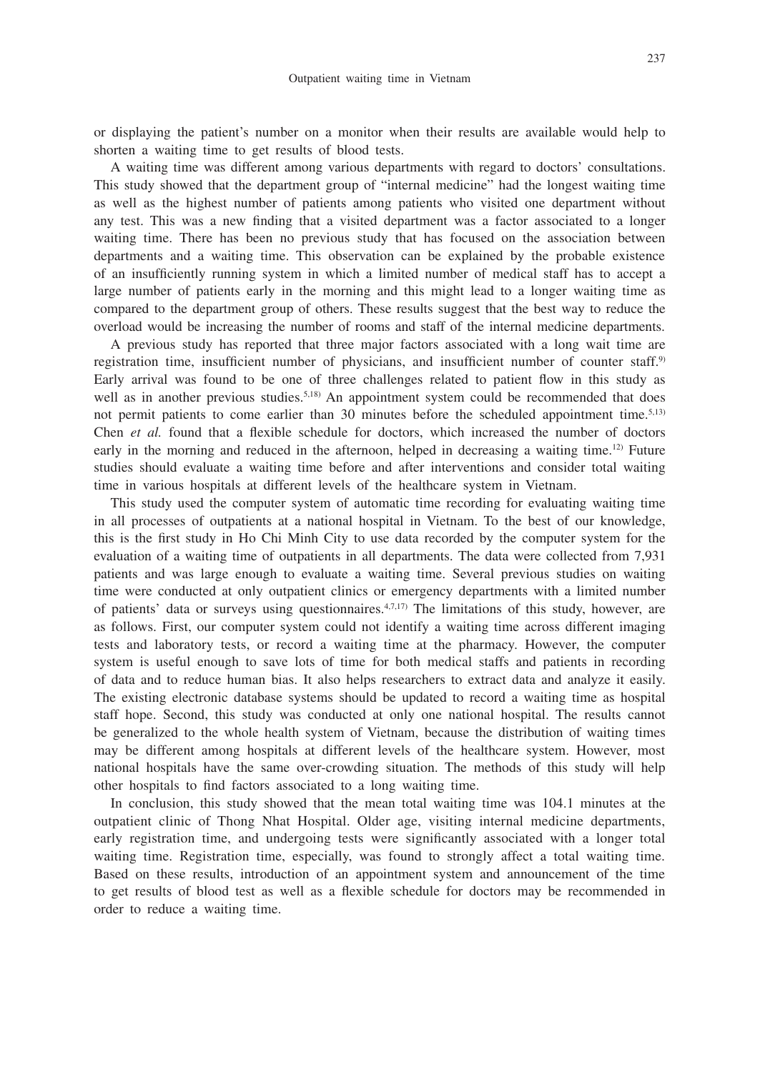or displaying the patient's number on a monitor when their results are available would help to shorten a waiting time to get results of blood tests.

A waiting time was different among various departments with regard to doctors' consultations. This study showed that the department group of "internal medicine" had the longest waiting time as well as the highest number of patients among patients who visited one department without any test. This was a new finding that a visited department was a factor associated to a longer waiting time. There has been no previous study that has focused on the association between departments and a waiting time. This observation can be explained by the probable existence of an insufficiently running system in which a limited number of medical staff has to accept a large number of patients early in the morning and this might lead to a longer waiting time as compared to the department group of others. These results suggest that the best way to reduce the overload would be increasing the number of rooms and staff of the internal medicine departments.

A previous study has reported that three major factors associated with a long wait time are registration time, insufficient number of physicians, and insufficient number of counter staff.[9] Early arrival was found to be one of three challenges related to patient flow in this study as well as in another previous studies.[5,18] An appointment system could be recommended that does not permit patients to come earlier than 30 minutes before the scheduled appointment time.[5,13] Chen *et al.* found that a flexible schedule for doctors, which increased the number of doctors early in the morning and reduced in the afternoon, helped in decreasing a waiting time.[12] Future studies should evaluate a waiting time before and after interventions and consider total waiting time in various hospitals at different levels of the healthcare system in Vietnam.

This study used the computer system of automatic time recording for evaluating waiting time in all processes of outpatients at a national hospital in Vietnam. To the best of our knowledge, this is the first study in Ho Chi Minh City to use data recorded by the computer system for the evaluation of a waiting time of outpatients in all departments. The data were collected from 7,931 patients and was large enough to evaluate a waiting time. Several previous studies on waiting time were conducted at only outpatient clinics or emergency departments with a limited number of patients' data or surveys using questionnaires.[4,7,17] The limitations of this study, however, are as follows. First, our computer system could not identify a waiting time across different imaging tests and laboratory tests, or record a waiting time at the pharmacy. However, the computer system is useful enough to save lots of time for both medical staffs and patients in recording of data and to reduce human bias. It also helps researchers to extract data and analyze it easily. The existing electronic database systems should be updated to record a waiting time as hospital staff hope. Second, this study was conducted at only one national hospital. The results cannot be generalized to the whole health system of Vietnam, because the distribution of waiting times may be different among hospitals at different levels of the healthcare system. However, most national hospitals have the same over-crowding situation. The methods of this study will help other hospitals to find factors associated to a long waiting time.

In conclusion, this study showed that the mean total waiting time was 104.1 minutes at the outpatient clinic of Thong Nhat Hospital. Older age, visiting internal medicine departments, early registration time, and undergoing tests were significantly associated with a longer total waiting time. Registration time, especially, was found to strongly affect a total waiting time. Based on these results, introduction of an appointment system and announcement of the time to get results of blood test as well as a flexible schedule for doctors may be recommended in order to reduce a waiting time.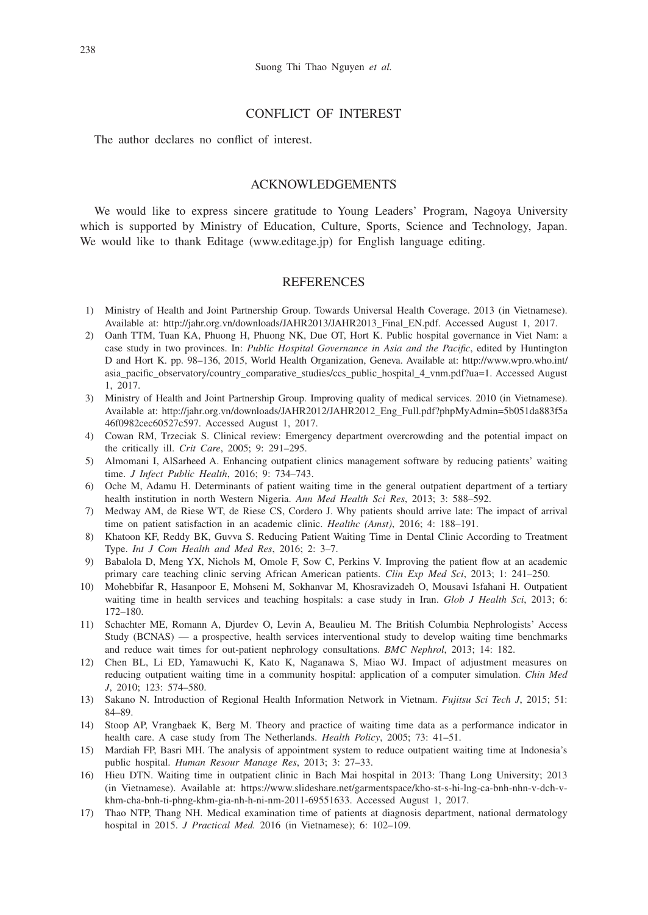## CONFLICT OF INTEREST

The author declares no conflict of interest.

## ACKNOWLEDGEMENTS

We would like to express sincere gratitude to Young Leaders' Program, Nagoya University which is supported by Ministry of Education, Culture, Sports, Science and Technology, Japan. We would like to thank Editage (www.editage.jp) for English language editing.

## REFERENCES

1) Ministry of Health and Joint Partnership Group. Towards Universal Health Coverage. 2013 (in Vietnamese). Available at: http://jahr.org.vn/downloads/JAHR2013/JAHR2013_Final_EN.pdf. Accessed August 1, 2017.
2) Oanh TTM, Tuan KA, Phuong H, Phuong NK, Due OT, Hort K. Public hospital governance in Viet Nam: a case study in two provinces. In: *Public Hospital Governance in Asia and the Pacific*, edited by Huntington D and Hort K. pp. 98–136, 2015, World Health Organization, Geneva. Available at: http://www.wpro.who.int/asia_pacific_observatory/country_comparative_studies/ccs_public_hospital_4_vnm.pdf?ua=1. Accessed August 1, 2017.
3) Ministry of Health and Joint Partnership Group. Improving quality of medical services. 2010 (in Vietnamese). Available at: http://jahr.org.vn/downloads/JAHR2012/JAHR2012_Eng_Full.pdf?phpMyAdmin=5b051da883f5a46f0982cec60527c597. Accessed August 1, 2017.
4) Cowan RM, Trzeciak S. Clinical review: Emergency department overcrowding and the potential impact on the critically ill. *Crit Care*, 2005; 9: 291–295.
5) Almomani I, AlSarheed A. Enhancing outpatient clinics management software by reducing patients' waiting time. *J Infect Public Health*, 2016; 9: 734–743.
6) Oche M, Adamu H. Determinants of patient waiting time in the general outpatient department of a tertiary health institution in north Western Nigeria. *Ann Med Health Sci Res*, 2013; 3: 588–592.
7) Medway AM, de Riese WT, de Riese CS, Cordero J. Why patients should arrive late: The impact of arrival time on patient satisfaction in an academic clinic. *Healthc (Amst)*, 2016; 4: 188–191.
8) Khatoon KF, Reddy BK, Guvva S. Reducing Patient Waiting Time in Dental Clinic According to Treatment Type. *Int J Com Health and Med Res*, 2016; 2: 3–7.
9) Babalola D, Meng YX, Nichols M, Omole F, Sow C, Perkins V. Improving the patient flow at an academic primary care teaching clinic serving African American patients. *Clin Exp Med Sci*, 2013; 1: 241–250.
10) Mohebbifar R, Hasanpoor E, Mohseni M, Sokhanvar M, Khosravizadeh O, Mousavi Isfahani H. Outpatient waiting time in health services and teaching hospitals: a case study in Iran. *Glob J Health Sci*, 2013; 6: 172–180.
11) Schachter ME, Romann A, Djurdev O, Levin A, Beaulieu M. The British Columbia Nephrologists' Access Study (BCNAS) — a prospective, health services interventional study to develop waiting time benchmarks and reduce wait times for out-patient nephrology consultations. *BMC Nephrol*, 2013; 14: 182.
12) Chen BL, Li ED, Yamawuchi K, Kato K, Naganawa S, Miao WJ. Impact of adjustment measures on reducing outpatient waiting time in a community hospital: application of a computer simulation. *Chin Med J*, 2010; 123: 574–580.
13) Sakano N. Introduction of Regional Health Information Network in Vietnam. *Fujitsu Sci Tech J*, 2015; 51: 84–89.
14) Stoop AP, Vrangbaek K, Berg M. Theory and practice of waiting time data as a performance indicator in health care. A case study from The Netherlands. *Health Policy*, 2005; 73: 41–51.
15) Mardiah FP, Basri MH. The analysis of appointment system to reduce outpatient waiting time at Indonesia's public hospital. *Human Resour Manage Res*, 2013; 3: 27–33.
16) Hieu DTN. Waiting time in outpatient clinic in Bach Mai hospital in 2013: Thang Long University; 2013 (in Vietnamese). Available at: https://www.slideshare.net/garmentspace/kho-st-s-hi-lng-ca-bnh-nhn-v-dch-v-khm-cha-bnh-ti-phng-khm-gia-nh-h-ni-nm-2011-69551633. Accessed August 1, 2017.
17) Thao NTP, Thang NH. Medical examination time of patients at diagnosis department, national dermatology hospital in 2015. *J Practical Med.* 2016 (in Vietnamese); 6: 102–109.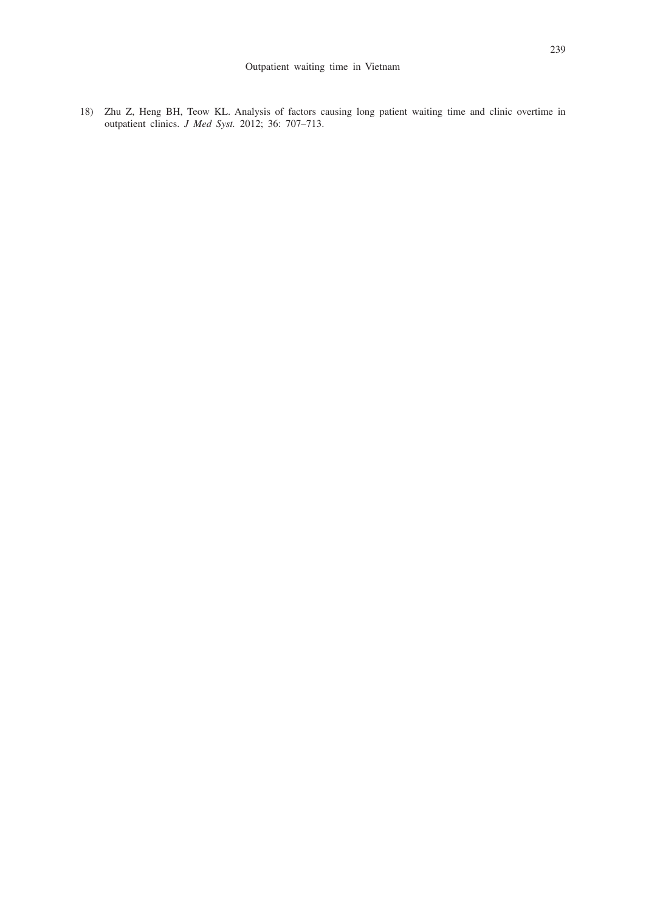18) Zhu Z, Heng BH, Teow KL. Analysis of factors causing long patient waiting time and clinic overtime in outpatient clinics. *J Med Syst.* 2012; 36: 707–713.